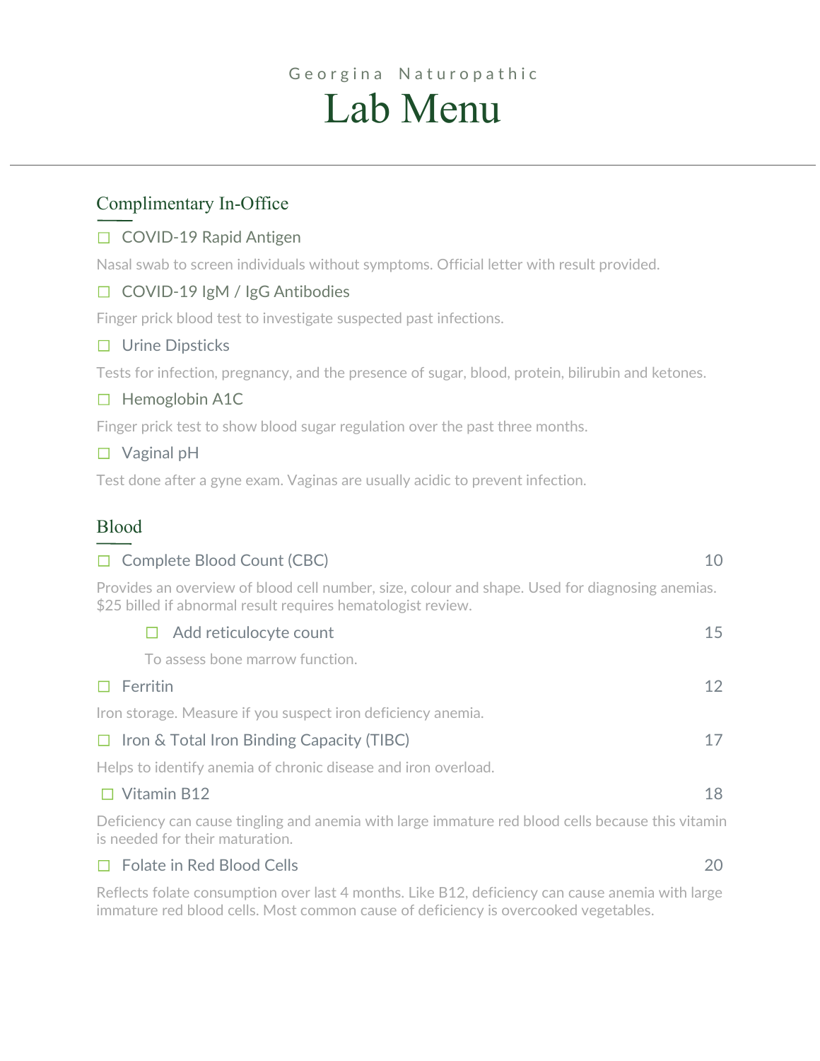Georgina Naturopathic

# Lab Menu

---

## Complimentary In-Office

☐ COVID-19 Rapid Antigen

Nasal swab to screen individuals without symptoms. Official letter with result provided.

☐ COVID-19 IgM / IgG Antibodies

Finger prick blood test to investigate suspected past infections.

☐ Urine Dipsticks

Tests for infection, pregnancy, and the presence of sugar, blood, protein, bilirubin and ketones.

☐ Hemoglobin A1C

Finger prick test to show blood sugar regulation over the past three months.

☐ Vaginal pH

Test done after a gyne exam. Vaginas are usually acidic to prevent infection.

## Blood

☐ Complete Blood Count (CBC) — 10

Provides an overview of blood cell number, size, colour and shape. Used for diagnosing anemias. $25 billed if abnormal result requires hematologist review.

- ☐ Add reticulocyte count — 15

  To assess bone marrow function.

☐ Ferritin — 12

Iron storage. Measure if you suspect iron deficiency anemia.

☐ Iron & Total Iron Binding Capacity (TIBC) — 17

Helps to identify anemia of chronic disease and iron overload.

☐ Vitamin B12 — 18

Deficiency can cause tingling and anemia with large immature red blood cells because this vitamin is needed for their maturation.

☐ Folate in Red Blood Cells — 20

Reflects folate consumption over last 4 months. Like B12, deficiency can cause anemia with large immature red blood cells. Most common cause of deficiency is overcooked vegetables.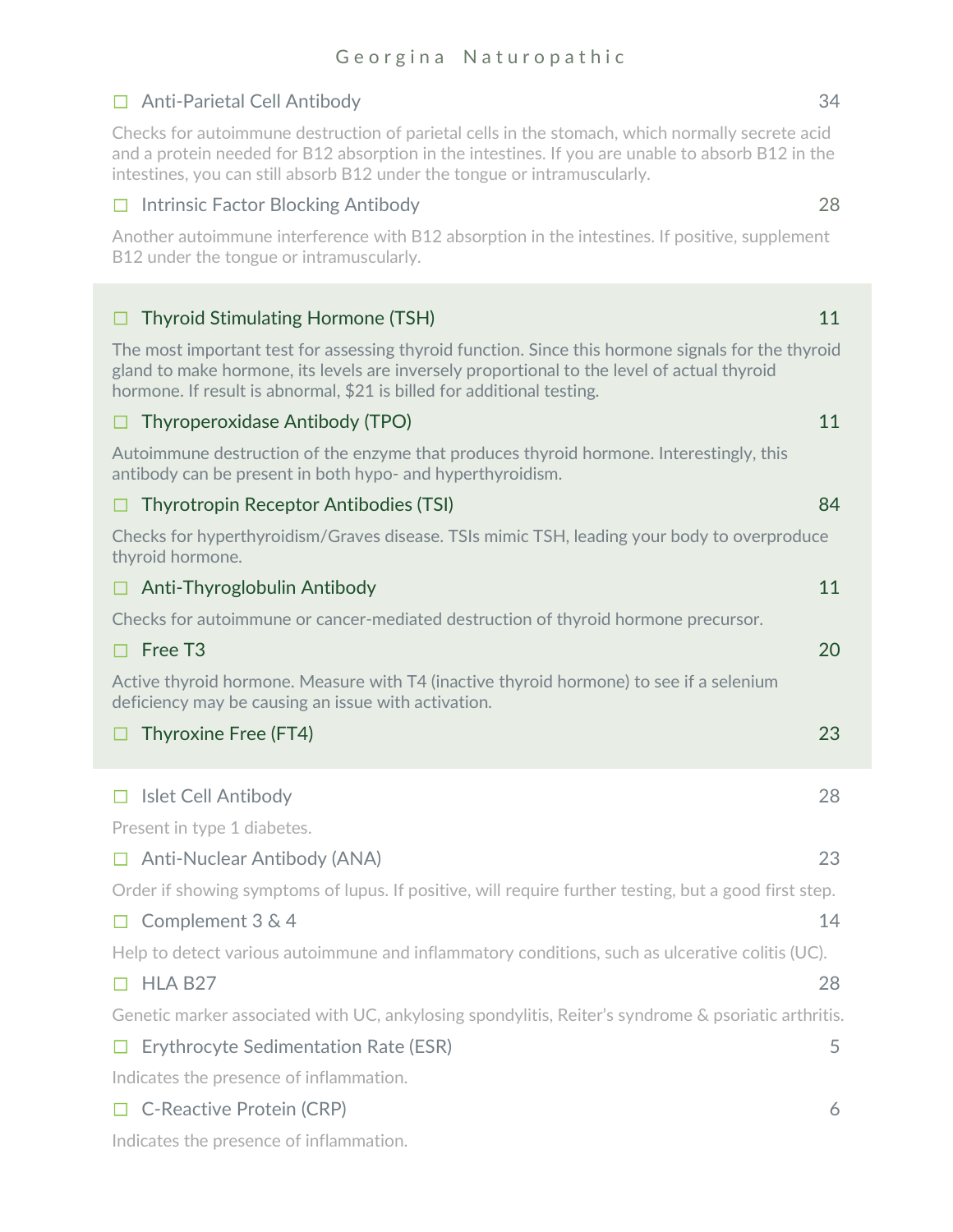- ☐ Anti-Parietal Cell Antibody — 34

  Checks for autoimmune destruction of parietal cells in the stomach, which normally secrete acid and a protein needed for B12 absorption in the intestines. If you are unable to absorb B12 in the intestines, you can still absorb B12 under the tongue or intramuscularly.

- ☐ Intrinsic Factor Blocking Antibody — 28

  Another autoimmune interference with B12 absorption in the intestines. If positive, supplement B12 under the tongue or intramuscularly.

---

- ☐ Thyroid Stimulating Hormone (TSH) — 11

  The most important test for assessing thyroid function. Since this hormone signals for the thyroid gland to make hormone, its levels are inversely proportional to the level of actual thyroid hormone. If result is abnormal, $21 is billed for additional testing.

- ☐ Thyroperoxidase Antibody (TPO) — 11

  Autoimmune destruction of the enzyme that produces thyroid hormone. Interestingly, this antibody can be present in both hypo- and hyperthyroidism.

- ☐ Thyrotropin Receptor Antibodies (TSI) — 84

  Checks for hyperthyroidism/Graves disease. TSIs mimic TSH, leading your body to overproduce thyroid hormone.

- ☐ Anti-Thyroglobulin Antibody — 11

  Checks for autoimmune or cancer-mediated destruction of thyroid hormone precursor.

- ☐ Free T3 — 20

  Active thyroid hormone. Measure with T4 (inactive thyroid hormone) to see if a selenium deficiency may be causing an issue with activation.

- ☐ Thyroxine Free (FT4) — 23

---

- ☐ Islet Cell Antibody — 28

  Present in type 1 diabetes.

- ☐ Anti-Nuclear Antibody (ANA) — 23

  Order if showing symptoms of lupus. If positive, will require further testing, but a good first step.

- ☐ Complement 3 & 4 — 14

  Help to detect various autoimmune and inflammatory conditions, such as ulcerative colitis (UC).

- ☐ HLA B27 — 28

  Genetic marker associated with UC, ankylosing spondylitis, Reiter's syndrome & psoriatic arthritis.

- ☐ Erythrocyte Sedimentation Rate (ESR) — 5

  Indicates the presence of inflammation.

- ☐ C-Reactive Protein (CRP) — 6

  Indicates the presence of inflammation.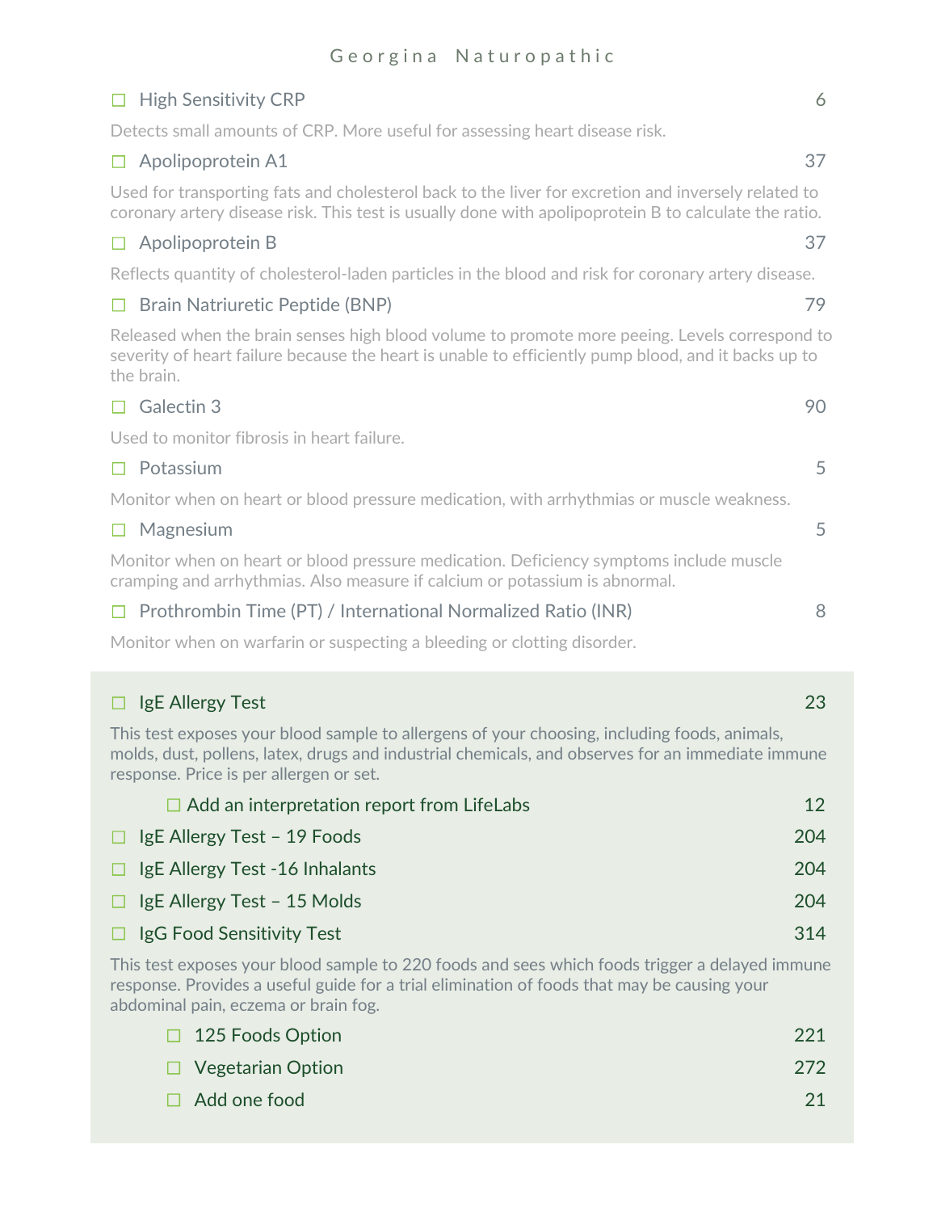☐ High Sensitivity CRP — 6

Detects small amounts of CRP. More useful for assessing heart disease risk.

☐ Apolipoprotein A1 — 37

Used for transporting fats and cholesterol back to the liver for excretion and inversely related to coronary artery disease risk. This test is usually done with apolipoprotein B to calculate the ratio.

☐ Apolipoprotein B — 37

Reflects quantity of cholesterol-laden particles in the blood and risk for coronary artery disease.

☐ Brain Natriuretic Peptide (BNP) — 79

Released when the brain senses high blood volume to promote more peeing. Levels correspond to severity of heart failure because the heart is unable to efficiently pump blood, and it backs up to the brain.

☐ Galectin 3 — 90

Used to monitor fibrosis in heart failure.

☐ Potassium — 5

Monitor when on heart or blood pressure medication, with arrhythmias or muscle weakness.

☐ Magnesium — 5

Monitor when on heart or blood pressure medication. Deficiency symptoms include muscle cramping and arrhythmias. Also measure if calcium or potassium is abnormal.

☐ Prothrombin Time (PT) / International Normalized Ratio (INR) — 8

Monitor when on warfarin or suspecting a bleeding or clotting disorder.

☐ IgE Allergy Test — 23

This test exposes your blood sample to allergens of your choosing, including foods, animals, molds, dust, pollens, latex, drugs and industrial chemicals, and observes for an immediate immune response. Price is per allergen or set.

- ☐ Add an interpretation report from LifeLabs — 12

☐ IgE Allergy Test – 19 Foods — 204

☐ IgE Allergy Test -16 Inhalants — 204

☐ IgE Allergy Test – 15 Molds — 204

☐ IgG Food Sensitivity Test — 314

This test exposes your blood sample to 220 foods and sees which foods trigger a delayed immune response. Provides a useful guide for a trial elimination of foods that may be causing your abdominal pain, eczema or brain fog.

- ☐ 125 Foods Option — 221
- ☐ Vegetarian Option — 272
- ☐ Add one food — 21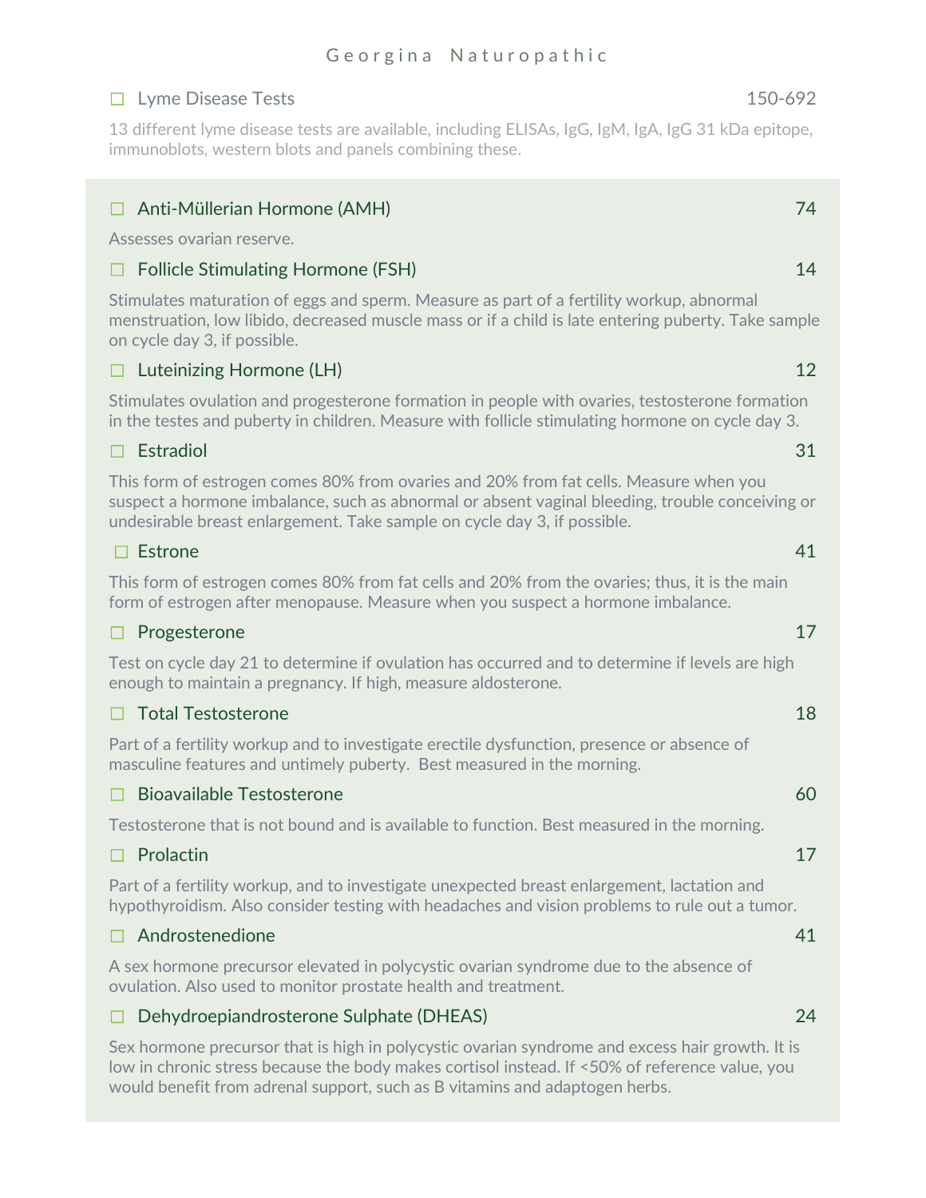☐ Lyme Disease Tests 150-692

13 different lyme disease tests are available, including ELISAs, IgG, IgM, IgA, IgG 31 kDa epitope, immunoblots, western blots and panels combining these.

☐ Anti-Müllerian Hormone (AMH) 74

Assesses ovarian reserve.

☐ Follicle Stimulating Hormone (FSH) 14

Stimulates maturation of eggs and sperm. Measure as part of a fertility workup, abnormal menstruation, low libido, decreased muscle mass or if a child is late entering puberty. Take sample on cycle day 3, if possible.

☐ Luteinizing Hormone (LH) 12

Stimulates ovulation and progesterone formation in people with ovaries, testosterone formation in the testes and puberty in children. Measure with follicle stimulating hormone on cycle day 3.

☐ Estradiol 31

This form of estrogen comes 80% from ovaries and 20% from fat cells. Measure when you suspect a hormone imbalance, such as abnormal or absent vaginal bleeding, trouble conceiving or undesirable breast enlargement. Take sample on cycle day 3, if possible.

☐ Estrone 41

This form of estrogen comes 80% from fat cells and 20% from the ovaries; thus, it is the main form of estrogen after menopause. Measure when you suspect a hormone imbalance.

☐ Progesterone 17

Test on cycle day 21 to determine if ovulation has occurred and to determine if levels are high enough to maintain a pregnancy. If high, measure aldosterone.

☐ Total Testosterone 18

Part of a fertility workup and to investigate erectile dysfunction, presence or absence of masculine features and untimely puberty. Best measured in the morning.

☐ Bioavailable Testosterone 60

Testosterone that is not bound and is available to function. Best measured in the morning.

☐ Prolactin 17

Part of a fertility workup, and to investigate unexpected breast enlargement, lactation and hypothyroidism. Also consider testing with headaches and vision problems to rule out a tumor.

☐ Androstenedione 41

A sex hormone precursor elevated in polycystic ovarian syndrome due to the absence of ovulation. Also used to monitor prostate health and treatment.

☐ Dehydroepiandrosterone Sulphate (DHEAS) 24

Sex hormone precursor that is high in polycystic ovarian syndrome and excess hair growth. It is low in chronic stress because the body makes cortisol instead. If <50% of reference value, you would benefit from adrenal support, such as B vitamins and adaptogen herbs.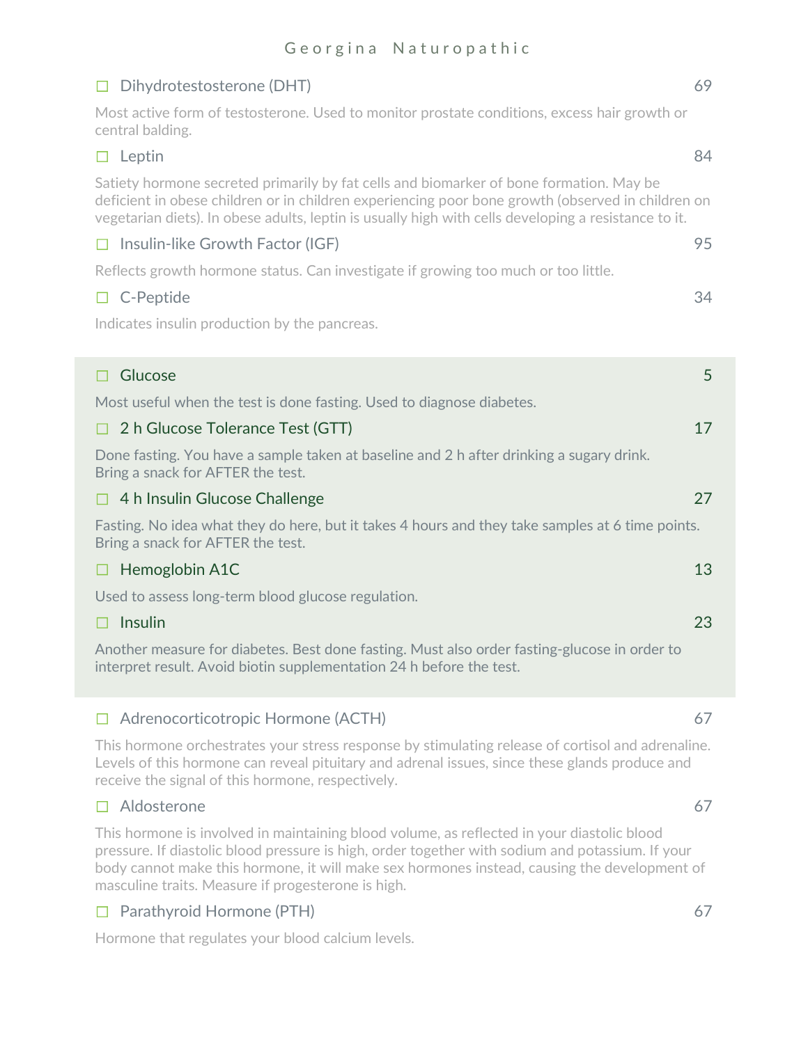☐ Dihydrotestosterone (DHT) 69

Most active form of testosterone. Used to monitor prostate conditions, excess hair growth or central balding.

☐ Leptin 84

Satiety hormone secreted primarily by fat cells and biomarker of bone formation. May be deficient in obese children or in children experiencing poor bone growth (observed in children on vegetarian diets). In obese adults, leptin is usually high with cells developing a resistance to it.

☐ Insulin-like Growth Factor (IGF) 95

Reflects growth hormone status. Can investigate if growing too much or too little.

☐ C-Peptide 34

Indicates insulin production by the pancreas.

☐ Glucose 5

Most useful when the test is done fasting. Used to diagnose diabetes.

☐ 2 h Glucose Tolerance Test (GTT) 17

Done fasting. You have a sample taken at baseline and 2 h after drinking a sugary drink. Bring a snack for AFTER the test.

☐ 4 h Insulin Glucose Challenge 27

Fasting. No idea what they do here, but it takes 4 hours and they take samples at 6 time points. Bring a snack for AFTER the test.

☐ Hemoglobin A1C 13

Used to assess long-term blood glucose regulation.

☐ Insulin 23

Another measure for diabetes. Best done fasting. Must also order fasting-glucose in order to interpret result. Avoid biotin supplementation 24 h before the test.

☐ Adrenocorticotropic Hormone (ACTH) 67

This hormone orchestrates your stress response by stimulating release of cortisol and adrenaline. Levels of this hormone can reveal pituitary and adrenal issues, since these glands produce and receive the signal of this hormone, respectively.

☐ Aldosterone 67

This hormone is involved in maintaining blood volume, as reflected in your diastolic blood pressure. If diastolic blood pressure is high, order together with sodium and potassium. If your body cannot make this hormone, it will make sex hormones instead, causing the development of masculine traits. Measure if progesterone is high.

☐ Parathyroid Hormone (PTH) 67

Hormone that regulates your blood calcium levels.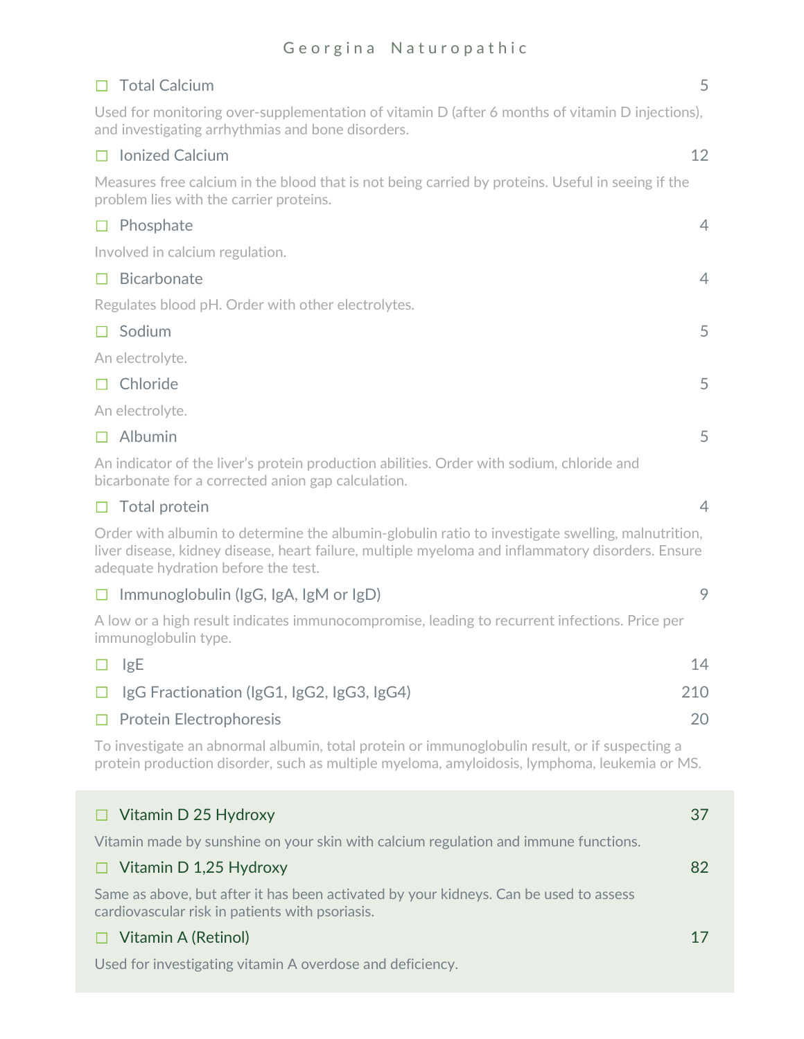- ☐ Total Calcium — 5

  Used for monitoring over-supplementation of vitamin D (after 6 months of vitamin D injections), and investigating arrhythmias and bone disorders.

- ☐ Ionized Calcium — 12

  Measures free calcium in the blood that is not being carried by proteins. Useful in seeing if the problem lies with the carrier proteins.

- ☐ Phosphate — 4

  Involved in calcium regulation.

- ☐ Bicarbonate — 4

  Regulates blood pH. Order with other electrolytes.

- ☐ Sodium — 5

  An electrolyte.

- ☐ Chloride — 5

  An electrolyte.

- ☐ Albumin — 5

  An indicator of the liver's protein production abilities. Order with sodium, chloride and bicarbonate for a corrected anion gap calculation.

- ☐ Total protein — 4

  Order with albumin to determine the albumin-globulin ratio to investigate swelling, malnutrition, liver disease, kidney disease, heart failure, multiple myeloma and inflammatory disorders. Ensure adequate hydration before the test.

- ☐ Immunoglobulin (IgG, IgA, IgM or IgD) — 9

  A low or a high result indicates immunocompromise, leading to recurrent infections. Price per immunoglobulin type.

- ☐ IgE — 14
- ☐ IgG Fractionation (IgG1, IgG2, IgG3, IgG4) — 210
- ☐ Protein Electrophoresis — 20

  To investigate an abnormal albumin, total protein or immunoglobulin result, or if suspecting a protein production disorder, such as multiple myeloma, amyloidosis, lymphoma, leukemia or MS.

- ☐ Vitamin D 25 Hydroxy — 37

  Vitamin made by sunshine on your skin with calcium regulation and immune functions.

- ☐ Vitamin D 1,25 Hydroxy — 82

  Same as above, but after it has been activated by your kidneys. Can be used to assess cardiovascular risk in patients with psoriasis.

- ☐ Vitamin A (Retinol) — 17

  Used for investigating vitamin A overdose and deficiency.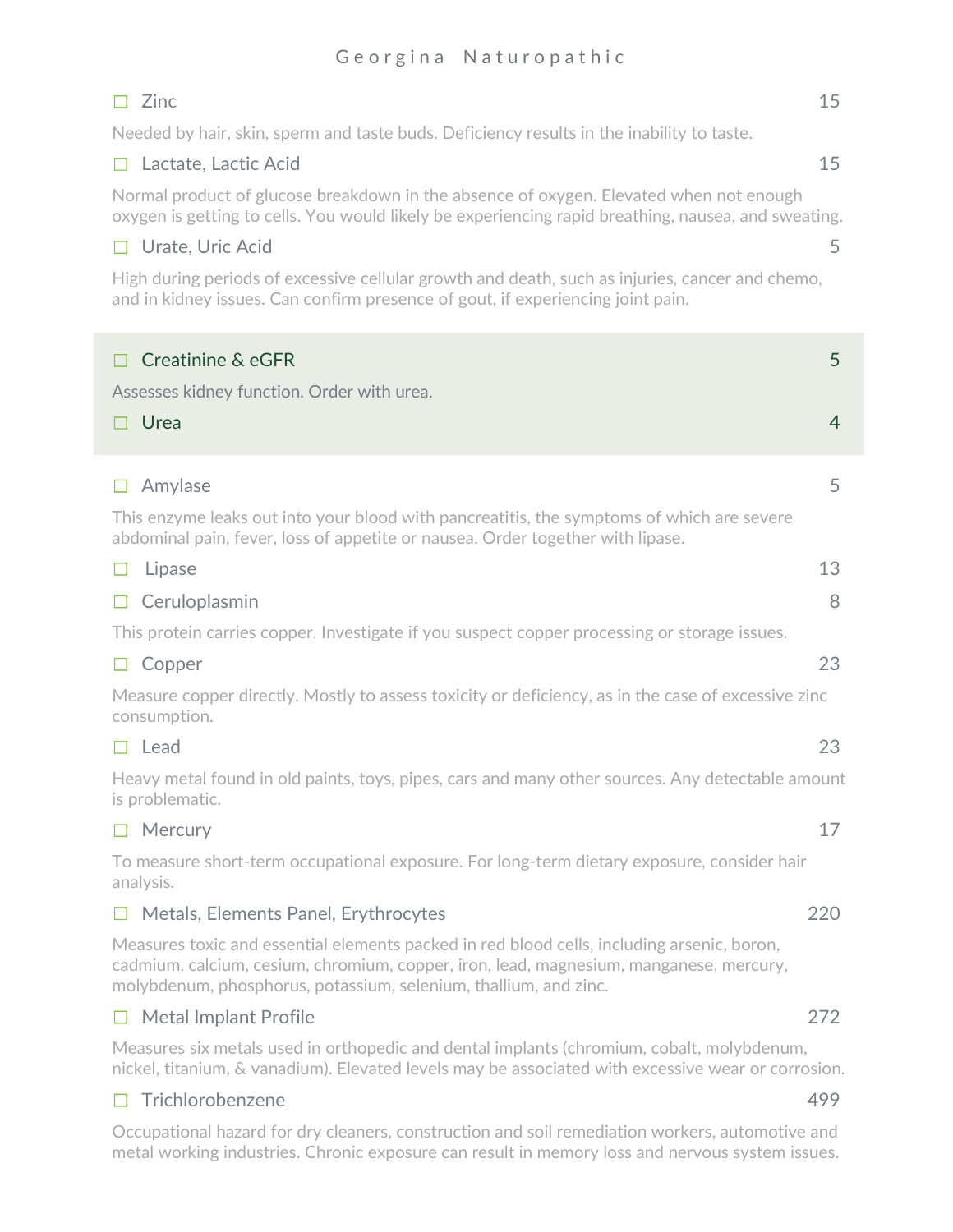- ☐ Zinc — 15

Needed by hair, skin, sperm and taste buds. Deficiency results in the inability to taste.

- ☐ Lactate, Lactic Acid — 15

Normal product of glucose breakdown in the absence of oxygen. Elevated when not enough oxygen is getting to cells. You would likely be experiencing rapid breathing, nausea, and sweating.

- ☐ Urate, Uric Acid — 5

High during periods of excessive cellular growth and death, such as injuries, cancer and chemo, and in kidney issues. Can confirm presence of gout, if experiencing joint pain.

- ☐ Creatinine & eGFR — 5

Assesses kidney function. Order with urea.

- ☐ Urea — 4

- ☐ Amylase — 5

This enzyme leaks out into your blood with pancreatitis, the symptoms of which are severe abdominal pain, fever, loss of appetite or nausea. Order together with lipase.

- ☐ Lipase — 13
- ☐ Ceruloplasmin — 8

This protein carries copper. Investigate if you suspect copper processing or storage issues.

- ☐ Copper — 23

Measure copper directly. Mostly to assess toxicity or deficiency, as in the case of excessive zinc consumption.

- ☐ Lead — 23

Heavy metal found in old paints, toys, pipes, cars and many other sources. Any detectable amount is problematic.

- ☐ Mercury — 17

To measure short-term occupational exposure. For long-term dietary exposure, consider hair analysis.

- ☐ Metals, Elements Panel, Erythrocytes — 220

Measures toxic and essential elements packed in red blood cells, including arsenic, boron, cadmium, calcium, cesium, chromium, copper, iron, lead, magnesium, manganese, mercury, molybdenum, phosphorus, potassium, selenium, thallium, and zinc.

- ☐ Metal Implant Profile — 272

Measures six metals used in orthopedic and dental implants (chromium, cobalt, molybdenum, nickel, titanium, & vanadium). Elevated levels may be associated with excessive wear or corrosion.

- ☐ Trichlorobenzene — 499

Occupational hazard for dry cleaners, construction and soil remediation workers, automotive and metal working industries. Chronic exposure can result in memory loss and nervous system issues.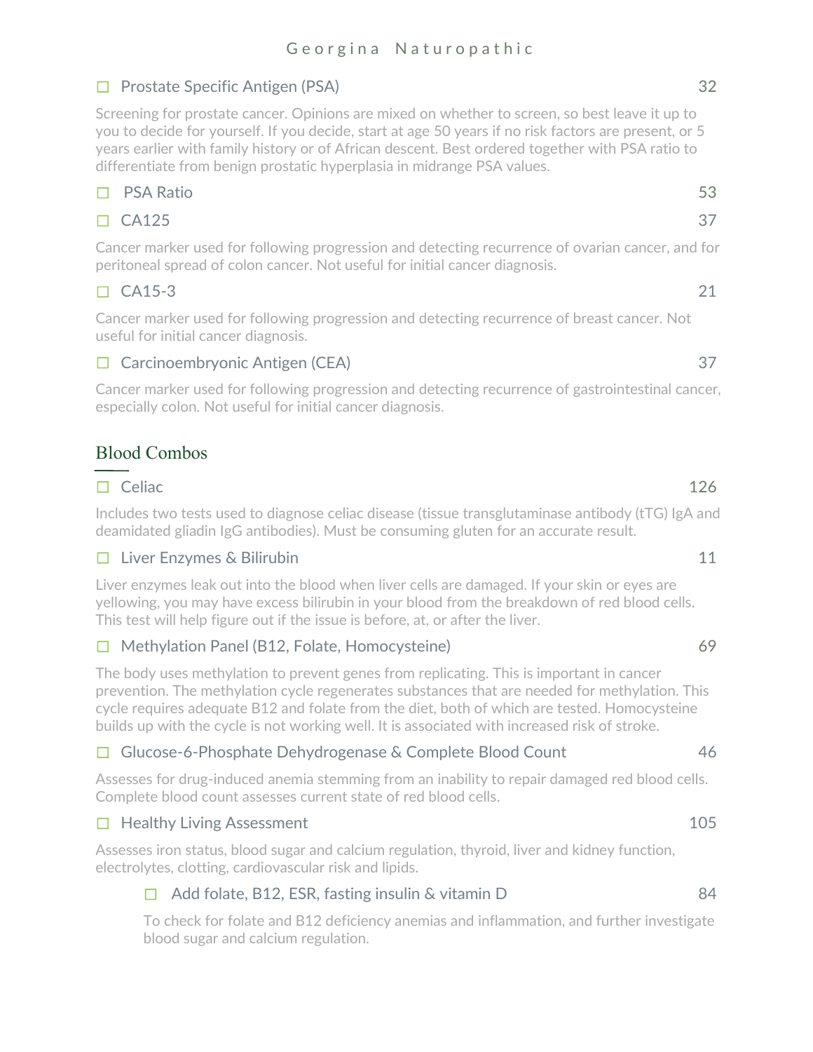- ☐ Prostate Specific Antigen (PSA) — 32

Screening for prostate cancer. Opinions are mixed on whether to screen, so best leave it up to you to decide for yourself. If you decide, start at age 50 years if no risk factors are present, or 5 years earlier with family history or of African descent. Best ordered together with PSA ratio to differentiate from benign prostatic hyperplasia in midrange PSA values.

- ☐ PSA Ratio — 53
- ☐ CA125 — 37

Cancer marker used for following progression and detecting recurrence of ovarian cancer, and for peritoneal spread of colon cancer. Not useful for initial cancer diagnosis.

- ☐ CA15-3 — 21

Cancer marker used for following progression and detecting recurrence of breast cancer. Not useful for initial cancer diagnosis.

- ☐ Carcinoembryonic Antigen (CEA) — 37

Cancer marker used for following progression and detecting recurrence of gastrointestinal cancer, especially colon. Not useful for initial cancer diagnosis.

## Blood Combos

- ☐ Celiac — 126

Includes two tests used to diagnose celiac disease (tissue transglutaminase antibody (tTG) IgA and deamidated gliadin IgG antibodies). Must be consuming gluten for an accurate result.

- ☐ Liver Enzymes & Bilirubin — 11

Liver enzymes leak out into the blood when liver cells are damaged. If your skin or eyes are yellowing, you may have excess bilirubin in your blood from the breakdown of red blood cells. This test will help figure out if the issue is before, at, or after the liver.

- ☐ Methylation Panel (B12, Folate, Homocysteine) — 69

The body uses methylation to prevent genes from replicating. This is important in cancer prevention. The methylation cycle regenerates substances that are needed for methylation. This cycle requires adequate B12 and folate from the diet, both of which are tested. Homocysteine builds up with the cycle is not working well. It is associated with increased risk of stroke.

- ☐ Glucose-6-Phosphate Dehydrogenase & Complete Blood Count — 46

Assesses for drug-induced anemia stemming from an inability to repair damaged red blood cells. Complete blood count assesses current state of red blood cells.

- ☐ Healthy Living Assessment — 105

Assesses iron status, blood sugar and calcium regulation, thyroid, liver and kidney function, electrolytes, clotting, cardiovascular risk and lipids.

  - ☐ Add folate, B12, ESR, fasting insulin & vitamin D — 84

    To check for folate and B12 deficiency anemias and inflammation, and further investigate blood sugar and calcium regulation.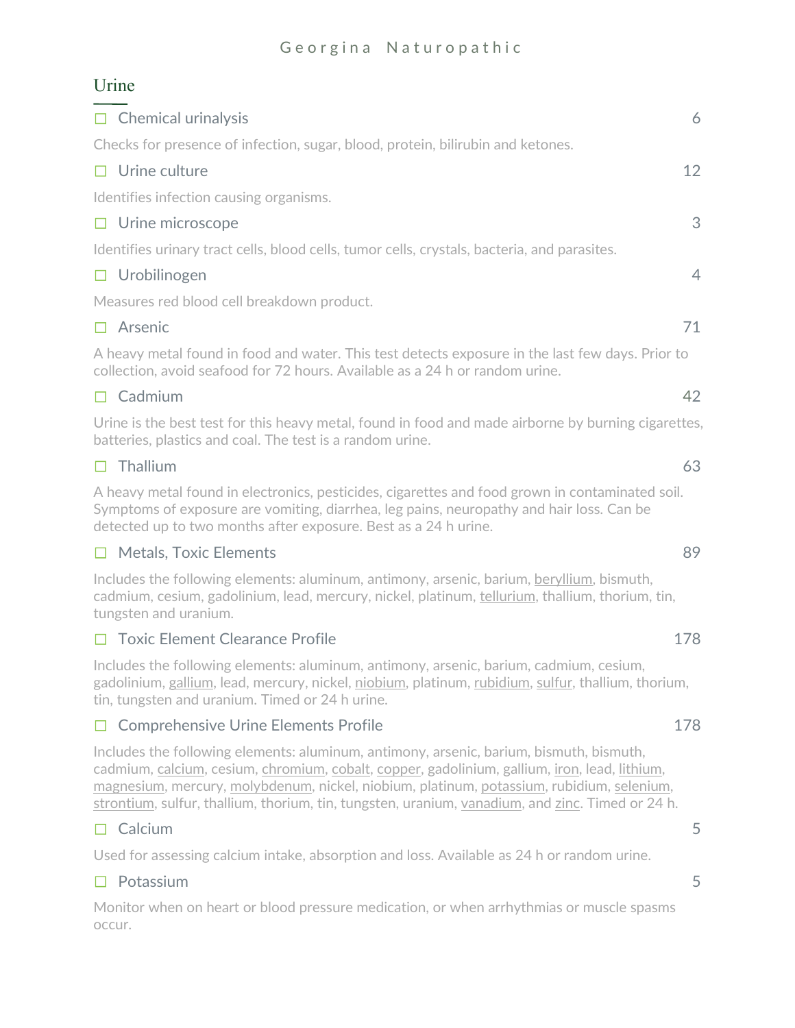## Urine

☐ Chemical urinalysis — 6

Checks for presence of infection, sugar, blood, protein, bilirubin and ketones.

☐ Urine culture — 12

Identifies infection causing organisms.

☐ Urine microscope — 3

Identifies urinary tract cells, blood cells, tumor cells, crystals, bacteria, and parasites.

☐ Urobilinogen — 4

Measures red blood cell breakdown product.

☐ Arsenic — 71

A heavy metal found in food and water. This test detects exposure in the last few days. Prior to collection, avoid seafood for 72 hours. Available as a 24 h or random urine.

☐ Cadmium — 42

Urine is the best test for this heavy metal, found in food and made airborne by burning cigarettes, batteries, plastics and coal. The test is a random urine.

☐ Thallium — 63

A heavy metal found in electronics, pesticides, cigarettes and food grown in contaminated soil. Symptoms of exposure are vomiting, diarrhea, leg pains, neuropathy and hair loss. Can be detected up to two months after exposure. Best as a 24 h urine.

☐ Metals, Toxic Elements — 89

Includes the following elements: aluminum, antimony, arsenic, barium, beryllium, bismuth, cadmium, cesium, gadolinium, lead, mercury, nickel, platinum, tellurium, thallium, thorium, tin, tungsten and uranium.

☐ Toxic Element Clearance Profile — 178

Includes the following elements: aluminum, antimony, arsenic, barium, cadmium, cesium, gadolinium, gallium, lead, mercury, nickel, niobium, platinum, rubidium, sulfur, thallium, thorium, tin, tungsten and uranium. Timed or 24 h urine.

☐ Comprehensive Urine Elements Profile — 178

Includes the following elements: aluminum, antimony, arsenic, barium, bismuth, bismuth, cadmium, calcium, cesium, chromium, cobalt, copper, gadolinium, gallium, iron, lead, lithium, magnesium, mercury, molybdenum, nickel, niobium, platinum, potassium, rubidium, selenium, strontium, sulfur, thallium, thorium, tin, tungsten, uranium, vanadium, and zinc. Timed or 24 h.

☐ Calcium — 5

Used for assessing calcium intake, absorption and loss. Available as 24 h or random urine.

☐ Potassium — 5

Monitor when on heart or blood pressure medication, or when arrhythmias or muscle spasms occur.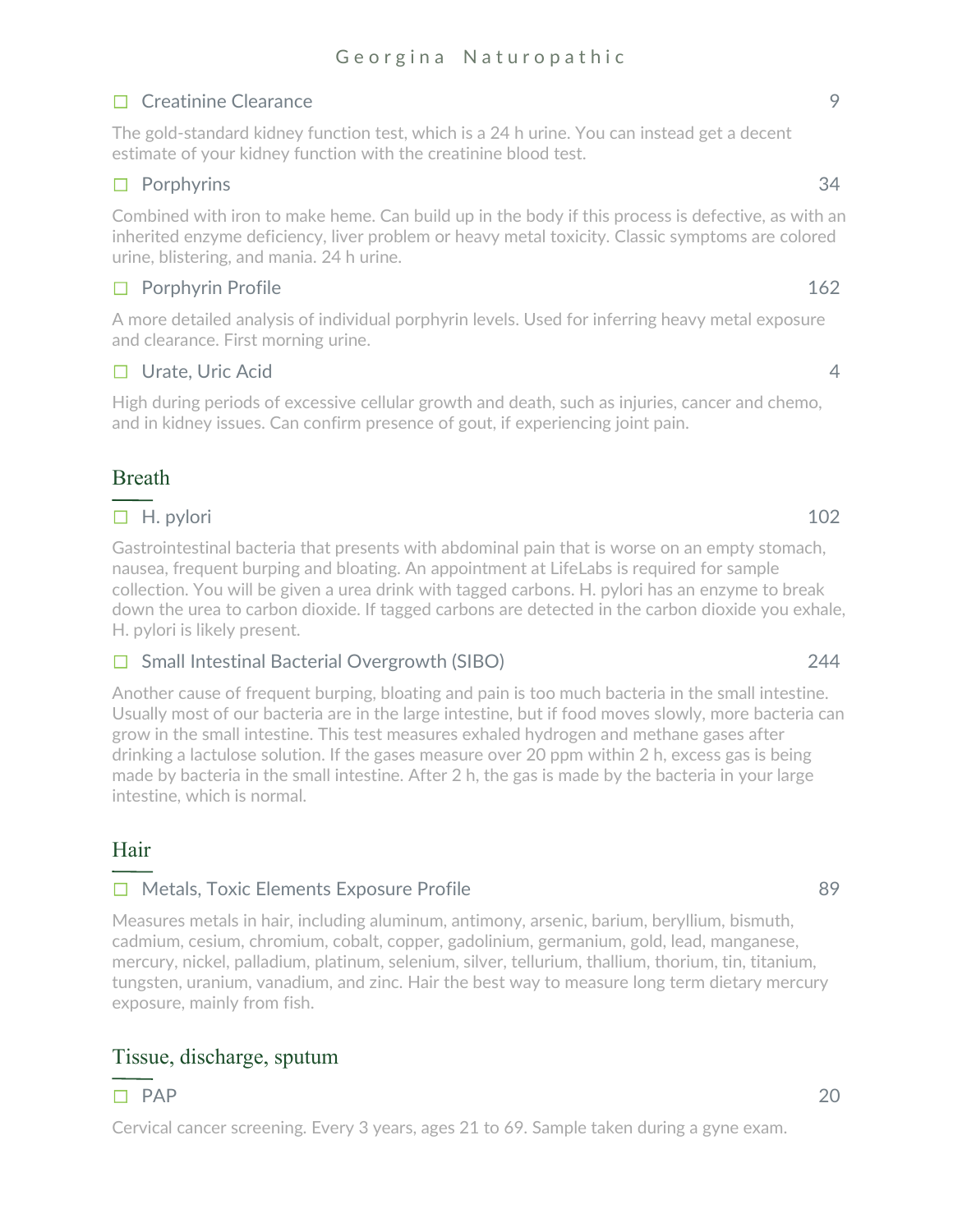- ☐ Creatinine Clearance — 9

The gold-standard kidney function test, which is a 24 h urine. You can instead get a decent estimate of your kidney function with the creatinine blood test.

- ☐ Porphyrins — 34

Combined with iron to make heme. Can build up in the body if this process is defective, as with an inherited enzyme deficiency, liver problem or heavy metal toxicity. Classic symptoms are colored urine, blistering, and mania. 24 h urine.

- ☐ Porphyrin Profile — 162

A more detailed analysis of individual porphyrin levels. Used for inferring heavy metal exposure and clearance. First morning urine.

- ☐ Urate, Uric Acid — 4

High during periods of excessive cellular growth and death, such as injuries, cancer and chemo, and in kidney issues. Can confirm presence of gout, if experiencing joint pain.

## Breath

- ☐ H. pylori — 102

Gastrointestinal bacteria that presents with abdominal pain that is worse on an empty stomach, nausea, frequent burping and bloating. An appointment at LifeLabs is required for sample collection. You will be given a urea drink with tagged carbons. H. pylori has an enzyme to break down the urea to carbon dioxide. If tagged carbons are detected in the carbon dioxide you exhale, H. pylori is likely present.

- ☐ Small Intestinal Bacterial Overgrowth (SIBO) — 244

Another cause of frequent burping, bloating and pain is too much bacteria in the small intestine. Usually most of our bacteria are in the large intestine, but if food moves slowly, more bacteria can grow in the small intestine. This test measures exhaled hydrogen and methane gases after drinking a lactulose solution. If the gases measure over 20 ppm within 2 h, excess gas is being made by bacteria in the small intestine. After 2 h, the gas is made by the bacteria in your large intestine, which is normal.

## Hair

- ☐ Metals, Toxic Elements Exposure Profile — 89

Measures metals in hair, including aluminum, antimony, arsenic, barium, beryllium, bismuth, cadmium, cesium, chromium, cobalt, copper, gadolinium, germanium, gold, lead, manganese, mercury, nickel, palladium, platinum, selenium, silver, tellurium, thallium, thorium, tin, titanium, tungsten, uranium, vanadium, and zinc. Hair the best way to measure long term dietary mercury exposure, mainly from fish.

## Tissue, discharge, sputum

- ☐ PAP — 20

Cervical cancer screening. Every 3 years, ages 21 to 69. Sample taken during a gyne exam.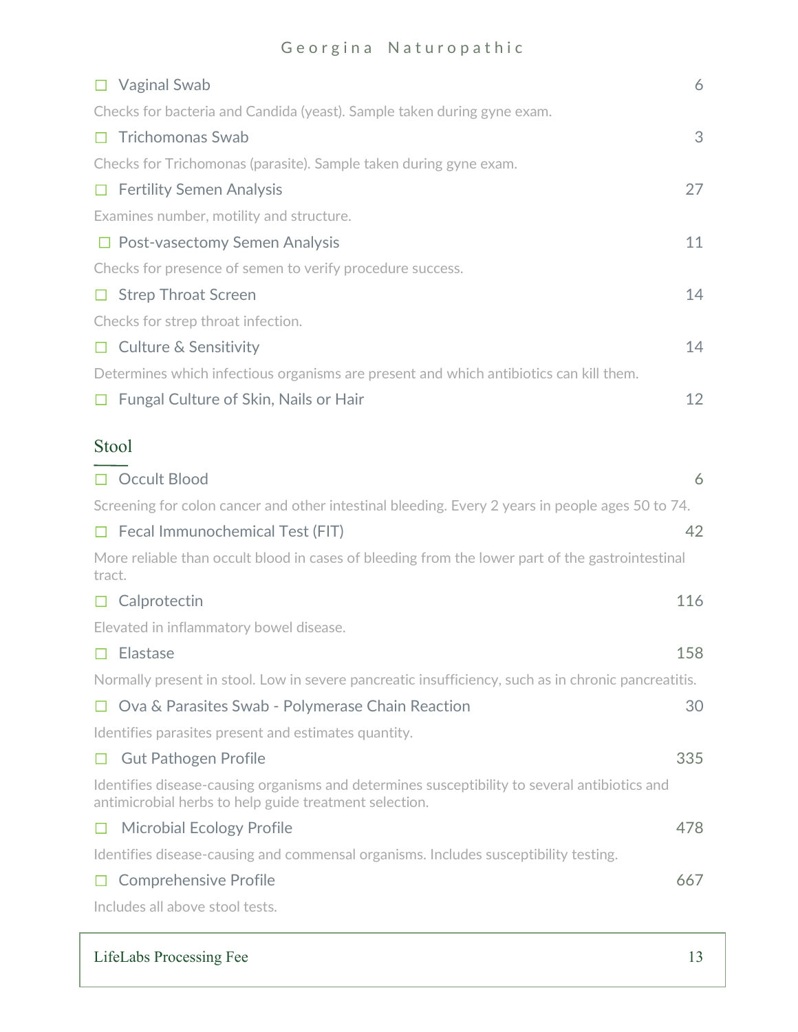☐ Vaginal Swab 6

Checks for bacteria and Candida (yeast). Sample taken during gyne exam.

☐ Trichomonas Swab 3

Checks for Trichomonas (parasite). Sample taken during gyne exam.

☐ Fertility Semen Analysis 27

Examines number, motility and structure.

☐ Post-vasectomy Semen Analysis 11

Checks for presence of semen to verify procedure success.

☐ Strep Throat Screen 14

Checks for strep throat infection.

☐ Culture & Sensitivity 14

Determines which infectious organisms are present and which antibiotics can kill them.

☐ Fungal Culture of Skin, Nails or Hair 12

## Stool

☐ Occult Blood 6

Screening for colon cancer and other intestinal bleeding. Every 2 years in people ages 50 to 74.

☐ Fecal Immunochemical Test (FIT) 42

More reliable than occult blood in cases of bleeding from the lower part of the gastrointestinal tract.

☐ Calprotectin 116

Elevated in inflammatory bowel disease.

☐ Elastase 158

Normally present in stool. Low in severe pancreatic insufficiency, such as in chronic pancreatitis.

☐ Ova & Parasites Swab - Polymerase Chain Reaction 30

Identifies parasites present and estimates quantity.

☐ Gut Pathogen Profile 335

Identifies disease-causing organisms and determines susceptibility to several antibiotics and antimicrobial herbs to help guide treatment selection.

☐ Microbial Ecology Profile 478

Identifies disease-causing and commensal organisms. Includes susceptibility testing.

☐ Comprehensive Profile 667

Includes all above stool tests.

| | |
|---|---|
| LifeLabs Processing Fee | 13 |